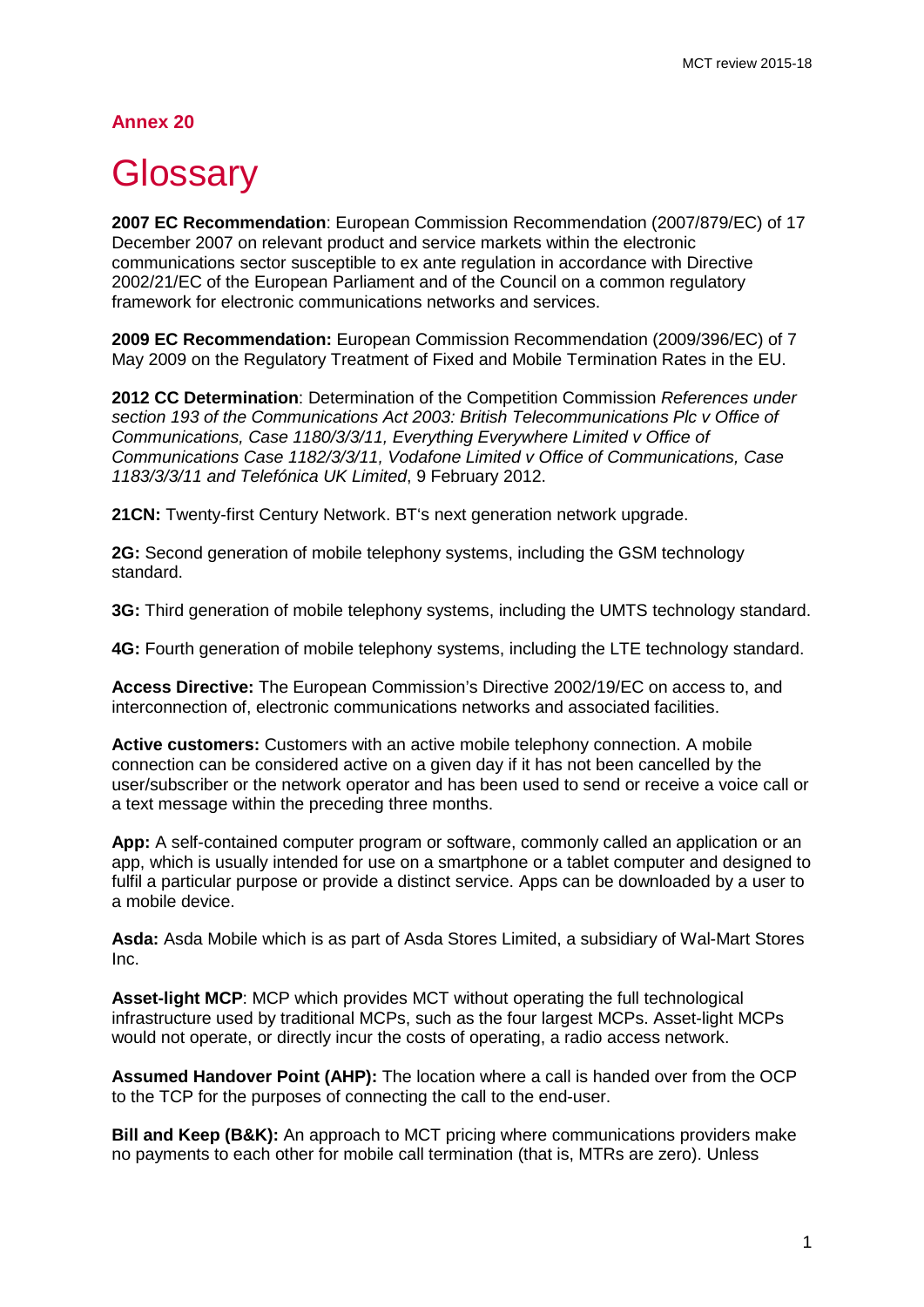## Annex 20

# Glossary

**2007 EC Recommendation**: European Commission Recommendation (2007/879/EC) of 17 December 2007 on relevant product and service markets within the electronic communications sector susceptible to ex ante regulation in accordance with Directive 2002/21/EC of the European Parliament and of the Council on a common regulatory framework for electronic communications networks and services.

**2009 EC Recommendation:** European Commission Recommendation (2009/396/EC) of 7 May 2009 on the Regulatory Treatment of Fixed and Mobile Termination Rates in the EU.

**2012 CC Determination**: Determination of the Competition Commission *References under section 193 of the Communications Act 2003: British Telecommunications Plc v Office of Communications, Case 1180/3/3/11, Everything Everywhere Limited v Office of Communications Case 1182/3/3/11, Vodafone Limited v Office of Communications, Case 1183/3/3/11 and Telefónica UK Limited*, 9 February 2012.

**21CN:** Twenty-first Century Network. BT's next generation network upgrade.

**2G:** Second generation of mobile telephony systems, including the GSM technology standard.

**3G:** Third generation of mobile telephony systems, including the UMTS technology standard.

**4G:** Fourth generation of mobile telephony systems, including the LTE technology standard.

**Access Directive:** The European Commission's Directive 2002/19/EC on access to, and interconnection of, electronic communications networks and associated facilities.

**Active customers:** Customers with an active mobile telephony connection. A mobile connection can be considered active on a given day if it has not been cancelled by the user/subscriber or the network operator and has been used to send or receive a voice call or a text message within the preceding three months.

**App:** A self-contained computer program or software, commonly called an application or an app, which is usually intended for use on a smartphone or a tablet computer and designed to fulfil a particular purpose or provide a distinct service. Apps can be downloaded by a user to a mobile device.

**Asda:** Asda Mobile which is as part of Asda Stores Limited, a subsidiary of Wal-Mart Stores Inc.

**Asset-light MCP**: MCP which provides MCT without operating the full technological infrastructure used by traditional MCPs, such as the four largest MCPs. Asset-light MCPs would not operate, or directly incur the costs of operating, a radio access network.

**Assumed Handover Point (AHP):** The location where a call is handed over from the OCP to the TCP for the purposes of connecting the call to the end-user.

**Bill and Keep (B&K):** An approach to MCT pricing where communications providers make no payments to each other for mobile call termination (that is, MTRs are zero). Unless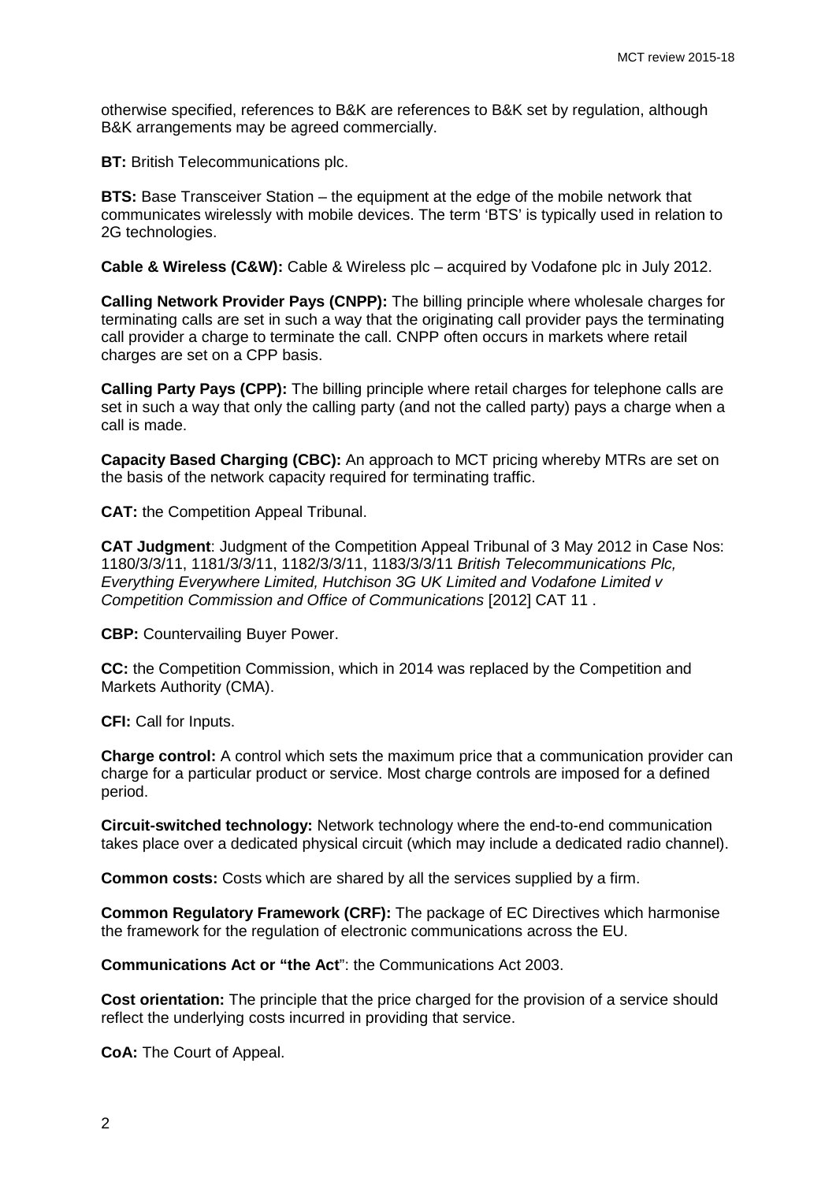otherwise specified, references to B&K are references to B&K set by regulation, although B&K arrangements may be agreed commercially.

**BT:** British Telecommunications plc.

**BTS:** Base Transceiver Station – the equipment at the edge of the mobile network that communicates wirelessly with mobile devices. The term 'BTS' is typically used in relation to 2G technologies.

**Cable & Wireless (C&W):** Cable & Wireless plc – acquired by Vodafone plc in July 2012.

**Calling Network Provider Pays (CNPP):** The billing principle where wholesale charges for terminating calls are set in such a way that the originating call provider pays the terminating call provider a charge to terminate the call. CNPP often occurs in markets where retail charges are set on a CPP basis.

**Calling Party Pays (CPP):** The billing principle where retail charges for telephone calls are set in such a way that only the calling party (and not the called party) pays a charge when a call is made.

**Capacity Based Charging (CBC):** An approach to MCT pricing whereby MTRs are set on the basis of the network capacity required for terminating traffic.

**CAT:** the Competition Appeal Tribunal.

**CAT Judgment**: Judgment of the Competition Appeal Tribunal of 3 May 2012 in Case Nos: 1180/3/3/11, 1181/3/3/11, 1182/3/3/11, 1183/3/3/11 *British Telecommunications Plc, Everything Everywhere Limited, Hutchison 3G UK Limited and Vodafone Limited v Competition Commission and Office of Communications* [2012] CAT 11 .

**CBP:** Countervailing Buyer Power.

**CC:** the Competition Commission, which in 2014 was replaced by the Competition and Markets Authority (CMA).

**CFI:** Call for Inputs.

**Charge control:** A control which sets the maximum price that a communication provider can charge for a particular product or service. Most charge controls are imposed for a defined period.

**Circuit-switched technology:** Network technology where the end-to-end communication takes place over a dedicated physical circuit (which may include a dedicated radio channel).

**Common costs:** Costs which are shared by all the services supplied by a firm.

**Common Regulatory Framework (CRF):** The package of EC Directives which harmonise the framework for the regulation of electronic communications across the EU.

**Communications Act or "the Act**": the Communications Act 2003.

**Cost orientation:** The principle that the price charged for the provision of a service should reflect the underlying costs incurred in providing that service.

**CoA:** The Court of Appeal.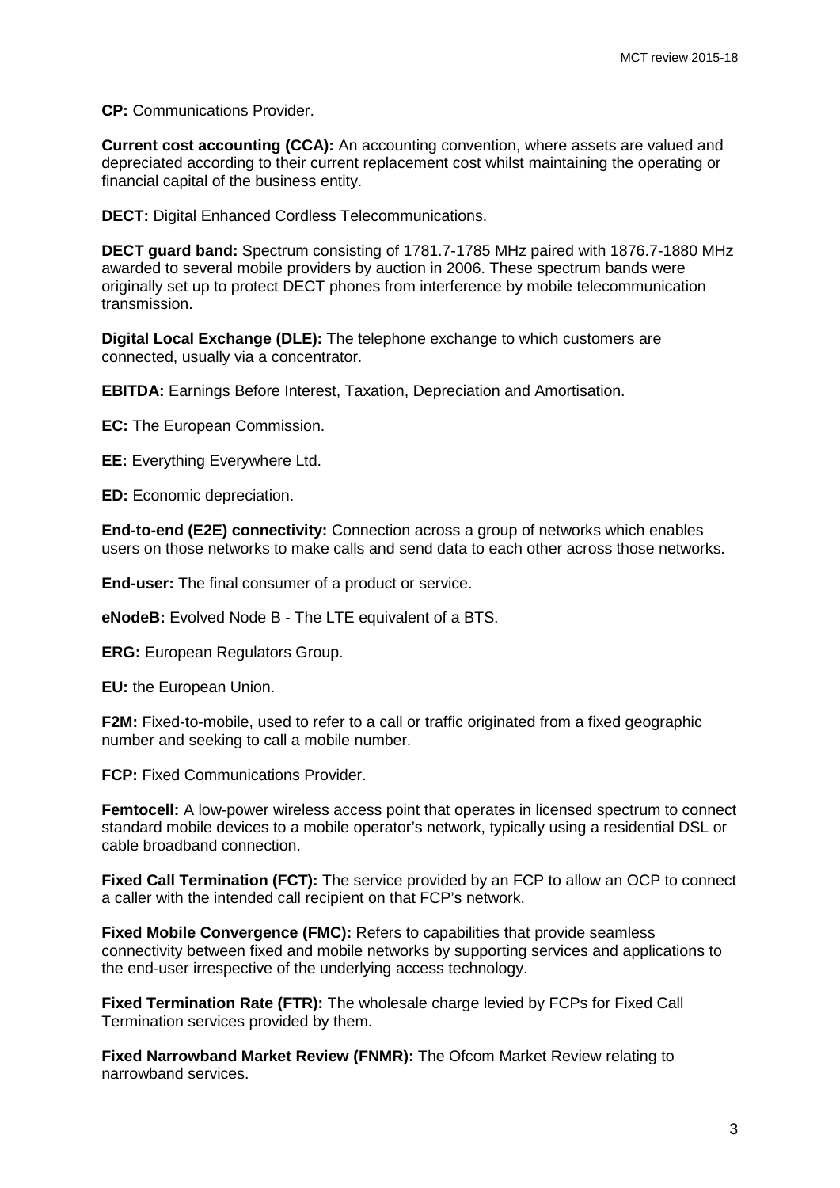**CP:** Communications Provider.

**Current cost accounting (CCA):** An accounting convention, where assets are valued and depreciated according to their current replacement cost whilst maintaining the operating or financial capital of the business entity.

**DECT:** Digital Enhanced Cordless Telecommunications.

**DECT guard band:** Spectrum consisting of 1781.7-1785 MHz paired with 1876.7-1880 MHz awarded to several mobile providers by auction in 2006. These spectrum bands were originally set up to protect DECT phones from interference by mobile telecommunication transmission.

**Digital Local Exchange (DLE):** The telephone exchange to which customers are connected, usually via a concentrator.

**EBITDA:** Earnings Before Interest, Taxation, Depreciation and Amortisation.

**EC:** The European Commission.

**EE:** Everything Everywhere Ltd.

**ED:** Economic depreciation.

**End-to-end (E2E) connectivity:** Connection across a group of networks which enables users on those networks to make calls and send data to each other across those networks.

**End-user:** The final consumer of a product or service.

**eNodeB:** Evolved Node B - The LTE equivalent of a BTS.

**ERG:** European Regulators Group.

**EU:** the European Union.

**F2M:** Fixed-to-mobile, used to refer to a call or traffic originated from a fixed geographic number and seeking to call a mobile number.

**FCP:** Fixed Communications Provider.

**Femtocell:** A low-power wireless access point that operates in licensed spectrum to connect standard mobile devices to a mobile operator's network, typically using a residential DSL or cable broadband connection.

**Fixed Call Termination (FCT):** The service provided by an FCP to allow an OCP to connect a caller with the intended call recipient on that FCP's network.

**Fixed Mobile Convergence (FMC):** Refers to capabilities that provide seamless connectivity between fixed and mobile networks by supporting services and applications to the end-user irrespective of the underlying access technology.

**Fixed Termination Rate (FTR):** The wholesale charge levied by FCPs for Fixed Call Termination services provided by them.

**Fixed Narrowband Market Review (FNMR):** The Ofcom Market Review relating to narrowband services.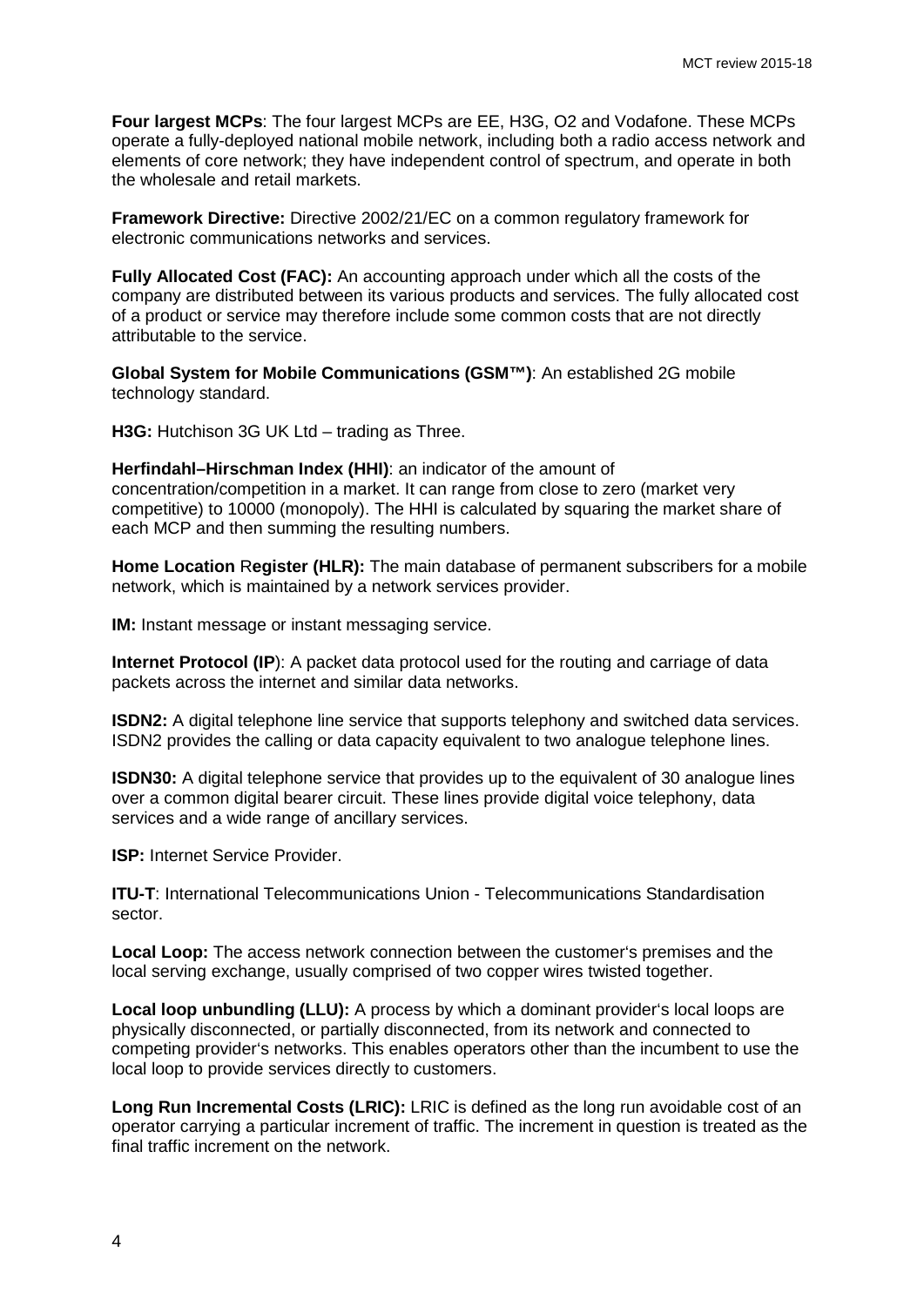**Four largest MCPs**: The four largest MCPs are EE, H3G, O2 and Vodafone. These MCPs operate a fully-deployed national mobile network, including both a radio access network and elements of core network; they have independent control of spectrum, and operate in both the wholesale and retail markets.

**Framework Directive:** Directive 2002/21/EC on a common regulatory framework for electronic communications networks and services.

**Fully Allocated Cost (FAC):** An accounting approach under which all the costs of the company are distributed between its various products and services. The fully allocated cost of a product or service may therefore include some common costs that are not directly attributable to the service.

**Global System for Mobile Communications (GSM™)**: An established 2G mobile technology standard.

**H3G:** Hutchison 3G UK Ltd – trading as Three.

**Herfindahl–Hirschman Index (HHI)**: an indicator of the amount of concentration/competition in a market. It can range from close to zero (market very competitive) to 10000 (monopoly). The HHI is calculated by squaring the market share of each MCP and then summing the resulting numbers.

**Home Location Register (HLR):** The main database of permanent subscribers for a mobile network, which is maintained by a network services provider.

**IM:** Instant message or instant messaging service.

**Internet Protocol (IP**): A packet data protocol used for the routing and carriage of data packets across the internet and similar data networks.

**ISDN2:** A digital telephone line service that supports telephony and switched data services. ISDN2 provides the calling or data capacity equivalent to two analogue telephone lines.

**ISDN30:** A digital telephone service that provides up to the equivalent of 30 analogue lines over a common digital bearer circuit. These lines provide digital voice telephony, data services and a wide range of ancillary services.

**ISP:** Internet Service Provider.

**ITU-T**: International Telecommunications Union - Telecommunications Standardisation sector.

**Local Loop:** The access network connection between the customer's premises and the local serving exchange, usually comprised of two copper wires twisted together.

**Local loop unbundling (LLU):** A process by which a dominant provider's local loops are physically disconnected, or partially disconnected, from its network and connected to competing provider's networks. This enables operators other than the incumbent to use the local loop to provide services directly to customers.

**Long Run Incremental Costs (LRIC):** LRIC is defined as the long run avoidable cost of an operator carrying a particular increment of traffic. The increment in question is treated as the final traffic increment on the network.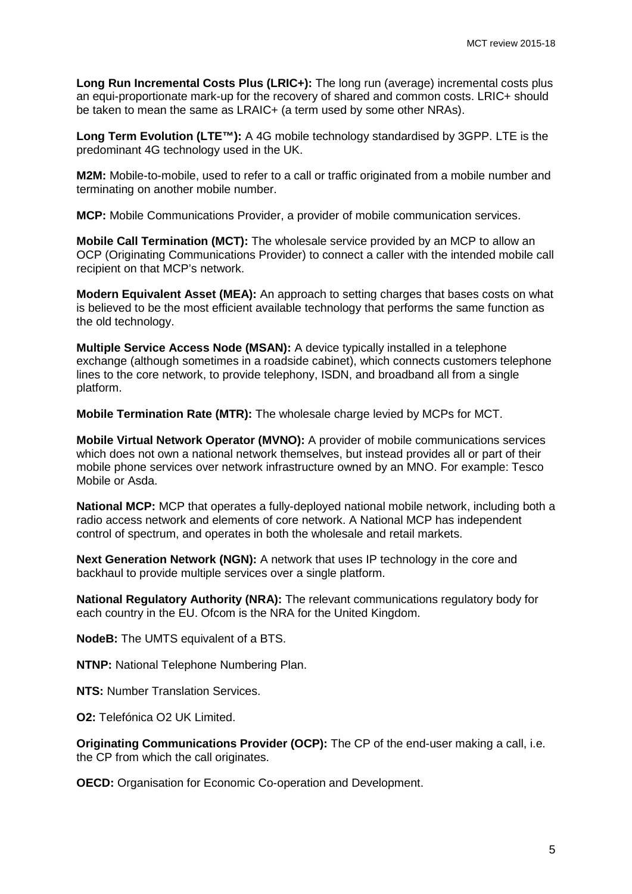**Long Run Incremental Costs Plus (LRIC+):** The long run (average) incremental costs plus an equi-proportionate mark-up for the recovery of shared and common costs. LRIC+ should be taken to mean the same as LRAIC+ (a term used by some other NRAs).

**Long Term Evolution (LTE™):** A 4G mobile technology standardised by 3GPP. LTE is the predominant 4G technology used in the UK.

**M2M:** Mobile-to-mobile, used to refer to a call or traffic originated from a mobile number and terminating on another mobile number.

**MCP:** Mobile Communications Provider, a provider of mobile communication services.

**Mobile Call Termination (MCT):** The wholesale service provided by an MCP to allow an OCP (Originating Communications Provider) to connect a caller with the intended mobile call recipient on that MCP's network.

**Modern Equivalent Asset (MEA):** An approach to setting charges that bases costs on what is believed to be the most efficient available technology that performs the same function as the old technology.

**Multiple Service Access Node (MSAN):** A device typically installed in a telephone exchange (although sometimes in a roadside cabinet), which connects customers telephone lines to the core network, to provide telephony, ISDN, and broadband all from a single platform.

**Mobile Termination Rate (MTR):** The wholesale charge levied by MCPs for MCT.

**Mobile Virtual Network Operator (MVNO):** A provider of mobile communications services which does not own a national network themselves, but instead provides all or part of their mobile phone services over network infrastructure owned by an MNO. For example: Tesco Mobile or Asda.

**National MCP:** MCP that operates a fully-deployed national mobile network, including both a radio access network and elements of core network. A National MCP has independent control of spectrum, and operates in both the wholesale and retail markets.

**Next Generation Network (NGN):** A network that uses IP technology in the core and backhaul to provide multiple services over a single platform.

**National Regulatory Authority (NRA):** The relevant communications regulatory body for each country in the EU. Ofcom is the NRA for the United Kingdom.

**NodeB:** The UMTS equivalent of a BTS.

**NTNP:** National Telephone Numbering Plan.

**NTS:** Number Translation Services.

**O2:** Telefónica O2 UK Limited.

**Originating Communications Provider (OCP):** The CP of the end-user making a call, i.e. the CP from which the call originates.

**OECD:** Organisation for Economic Co-operation and Development.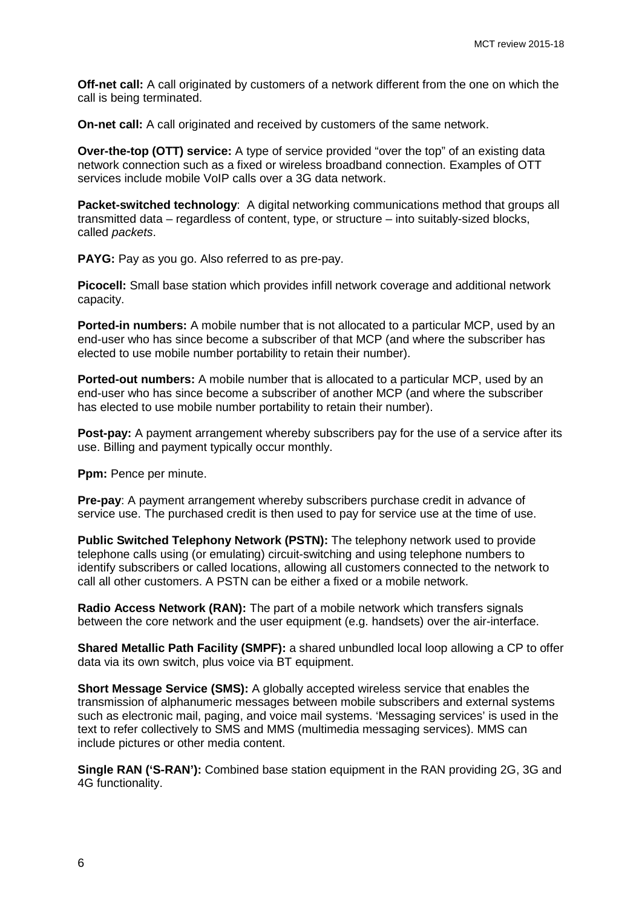**Off-net call:** A call originated by customers of a network different from the one on which the call is being terminated.

**On-net call:** A call originated and received by customers of the same network.

**Over-the-top (OTT) service:** A type of service provided "over the top" of an existing data network connection such as a fixed or wireless broadband connection. Examples of OTT services include mobile VoIP calls over a 3G data network.

**Packet-switched technology**: A digital networking communications method that groups all transmitted data – regardless of content, type, or structure – into suitably-sized blocks, called *packets*.

**PAYG:** Pay as you go. Also referred to as pre-pay.

**Picocell:** Small base station which provides infill network coverage and additional network capacity.

**Ported-in numbers:** A mobile number that is not allocated to a particular MCP, used by an end-user who has since become a subscriber of that MCP (and where the subscriber has elected to use mobile number portability to retain their number).

**Ported-out numbers:** A mobile number that is allocated to a particular MCP, used by an end-user who has since become a subscriber of another MCP (and where the subscriber has elected to use mobile number portability to retain their number).

**Post-pay:** A payment arrangement whereby subscribers pay for the use of a service after its use. Billing and payment typically occur monthly.

**Ppm:** Pence per minute.

**Pre-pay**: A payment arrangement whereby subscribers purchase credit in advance of service use. The purchased credit is then used to pay for service use at the time of use.

**Public Switched Telephony Network (PSTN):** The telephony network used to provide telephone calls using (or emulating) circuit-switching and using telephone numbers to identify subscribers or called locations, allowing all customers connected to the network to call all other customers. A PSTN can be either a fixed or a mobile network.

**Radio Access Network (RAN):** The part of a mobile network which transfers signals between the core network and the user equipment (e.g. handsets) over the air-interface.

**Shared Metallic Path Facility (SMPF):** a shared unbundled local loop allowing a CP to offer data via its own switch, plus voice via BT equipment.

**Short Message Service (SMS):** A globally accepted wireless service that enables the transmission of alphanumeric messages between mobile subscribers and external systems such as electronic mail, paging, and voice mail systems. 'Messaging services' is used in the text to refer collectively to SMS and MMS (multimedia messaging services). MMS can include pictures or other media content.

**Single RAN ('S-RAN'):** Combined base station equipment in the RAN providing 2G, 3G and 4G functionality.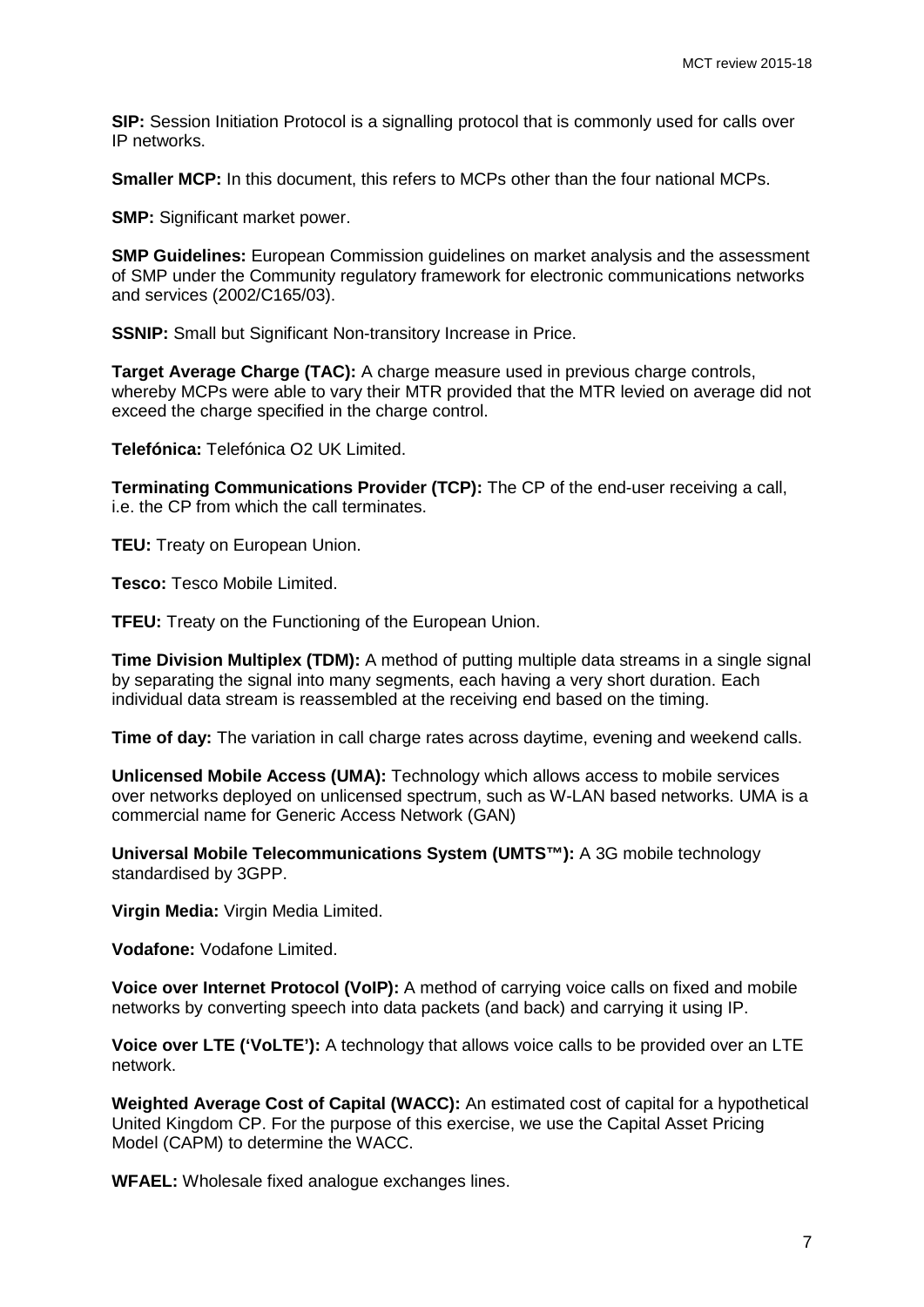**SIP:** Session Initiation Protocol is a signalling protocol that is commonly used for calls over IP networks.

**Smaller MCP:** In this document, this refers to MCPs other than the four national MCPs.

**SMP:** Significant market power.

**SMP Guidelines:** European Commission guidelines on market analysis and the assessment of SMP under the Community regulatory framework for electronic communications networks and services (2002/C165/03).

**SSNIP:** Small but Significant Non-transitory Increase in Price.

**Target Average Charge (TAC):** A charge measure used in previous charge controls, whereby MCPs were able to vary their MTR provided that the MTR levied on average did not exceed the charge specified in the charge control.

**Telefónica:** Telefónica O2 UK Limited.

**Terminating Communications Provider (TCP):** The CP of the end-user receiving a call, i.e. the CP from which the call terminates.

**TEU:** Treaty on European Union.

**Tesco:** Tesco Mobile Limited.

**TFEU:** Treaty on the Functioning of the European Union.

**Time Division Multiplex (TDM):** A method of putting multiple data streams in a single signal by separating the signal into many segments, each having a very short duration. Each individual data stream is reassembled at the receiving end based on the timing.

**Time of day:** The variation in call charge rates across daytime, evening and weekend calls.

**Unlicensed Mobile Access (UMA):** Technology which allows access to mobile services over networks deployed on unlicensed spectrum, such as W-LAN based networks. UMA is a commercial name for Generic Access Network (GAN)

**Universal Mobile Telecommunications System (UMTS™):** A 3G mobile technology standardised by 3GPP.

**Virgin Media:** Virgin Media Limited.

**Vodafone:** Vodafone Limited.

**Voice over Internet Protocol (VoIP):** A method of carrying voice calls on fixed and mobile networks by converting speech into data packets (and back) and carrying it using IP.

**Voice over LTE ('VoLTE'):** A technology that allows voice calls to be provided over an LTE network.

**Weighted Average Cost of Capital (WACC):** An estimated cost of capital for a hypothetical United Kingdom CP. For the purpose of this exercise, we use the Capital Asset Pricing Model (CAPM) to determine the WACC.

**WFAEL:** Wholesale fixed analogue exchanges lines.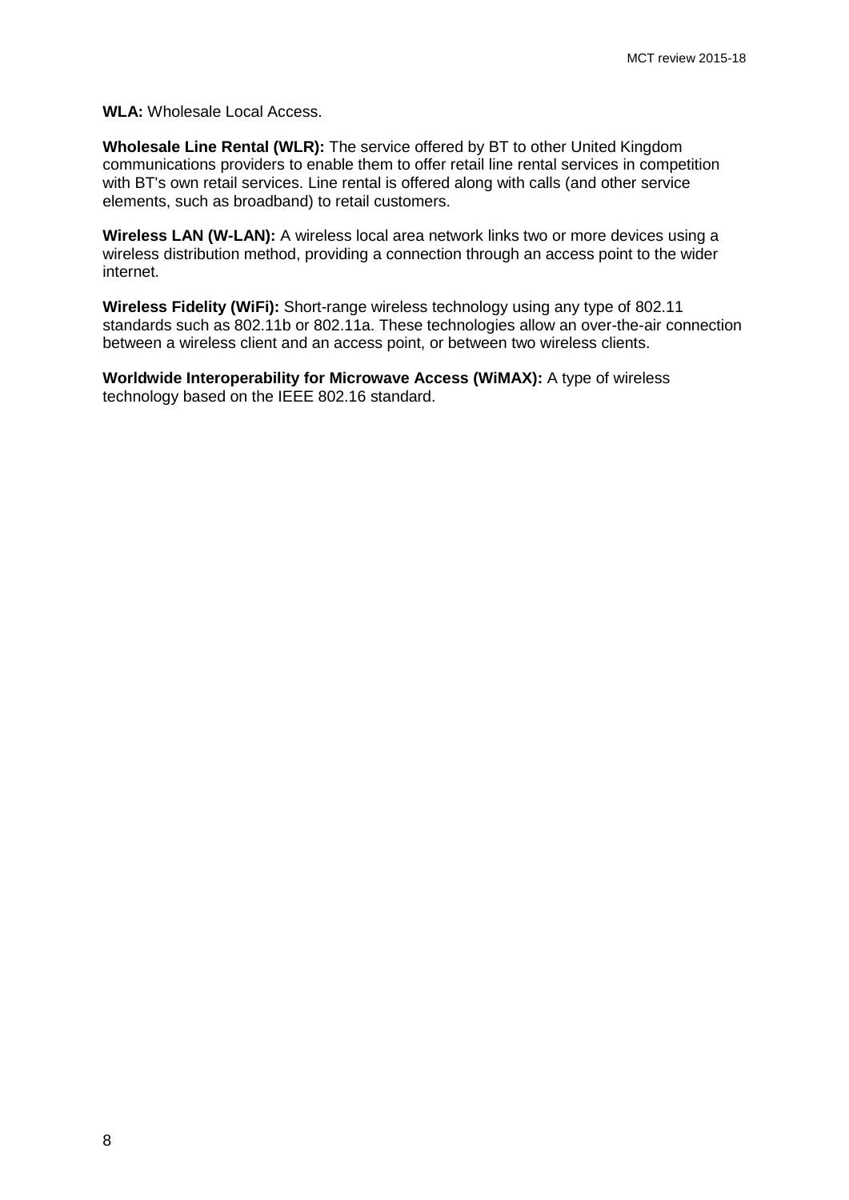**WLA:** Wholesale Local Access.

**Wholesale Line Rental (WLR):** The service offered by BT to other United Kingdom communications providers to enable them to offer retail line rental services in competition with BT's own retail services. Line rental is offered along with calls (and other service elements, such as broadband) to retail customers.

**Wireless LAN (W-LAN):** A wireless local area network links two or more devices using a wireless distribution method, providing a connection through an access point to the wider internet.

**Wireless Fidelity (WiFi):** Short-range wireless technology using any type of 802.11 standards such as 802.11b or 802.11a. These technologies allow an over-the-air connection between a wireless client and an access point, or between two wireless clients.

**Worldwide Interoperability for Microwave Access (WiMAX):** A type of wireless technology based on the IEEE 802.16 standard.